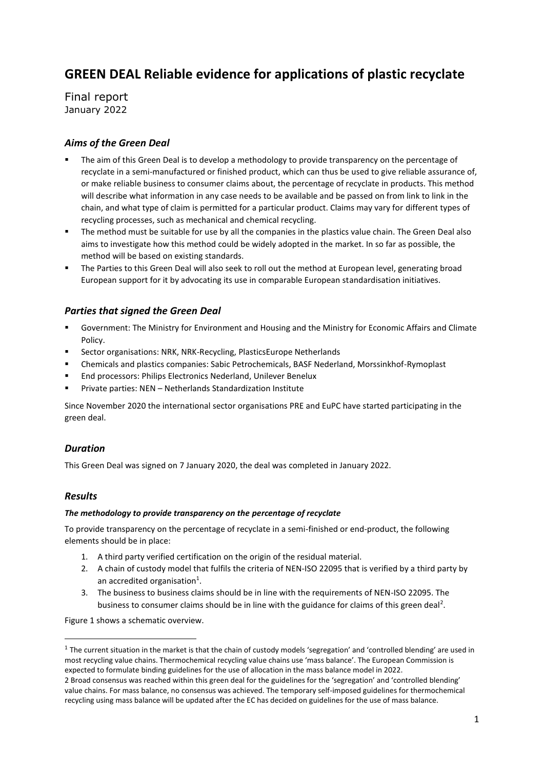# GREEN DEAL Reliable evidence for applications of plastic recyclate

Final report
January 2022

## *Aims of the Green Deal*

- The aim of this Green Deal is to develop a methodology to provide transparency on the percentage of recyclate in a semi-manufactured or finished product, which can thus be used to give reliable assurance of, or make reliable business to consumer claims about, the percentage of recyclate in products. This method will describe what information in any case needs to be available and be passed on from link to link in the chain, and what type of claim is permitted for a particular product. Claims may vary for different types of recycling processes, such as mechanical and chemical recycling.
- The method must be suitable for use by all the companies in the plastics value chain. The Green Deal also aims to investigate how this method could be widely adopted in the market. In so far as possible, the method will be based on existing standards.
- The Parties to this Green Deal will also seek to roll out the method at European level, generating broad European support for it by advocating its use in comparable European standardisation initiatives.

## *Parties that signed the Green Deal*

- Government: The Ministry for Environment and Housing and the Ministry for Economic Affairs and Climate Policy.
- Sector organisations: NRK, NRK-Recycling, PlasticsEurope Netherlands
- Chemicals and plastics companies: Sabic Petrochemicals, BASF Nederland, Morssinkhof-Rymoplast
- End processors: Philips Electronics Nederland, Unilever Benelux
- Private parties: NEN – Netherlands Standardization Institute

Since November 2020 the international sector organisations PRE and EuPC have started participating in the green deal.

## *Duration*

This Green Deal was signed on 7 January 2020, the deal was completed in January 2022.

## *Results*

#### *The methodology to provide transparency on the percentage of recyclate*

To provide transparency on the percentage of recyclate in a semi-finished or end-product, the following elements should be in place:

1. A third party verified certification on the origin of the residual material.
2. A chain of custody model that fulfils the criteria of NEN-ISO 22095 that is verified by a third party by an accredited organisation[1].
3. The business to business claims should be in line with the requirements of NEN-ISO 22095. The business to consumer claims should be in line with the guidance for claims of this green deal[2].

Figure 1 shows a schematic overview.

---

[1] The current situation in the market is that the chain of custody models 'segregation' and 'controlled blending' are used in most recycling value chains. Thermochemical recycling value chains use 'mass balance'. The European Commission is expected to formulate binding guidelines for the use of allocation in the mass balance model in 2022.

[2] Broad consensus was reached within this green deal for the guidelines for the 'segregation' and 'controlled blending' value chains. For mass balance, no consensus was achieved. The temporary self-imposed guidelines for thermochemical recycling using mass balance will be updated after the EC has decided on guidelines for the use of mass balance.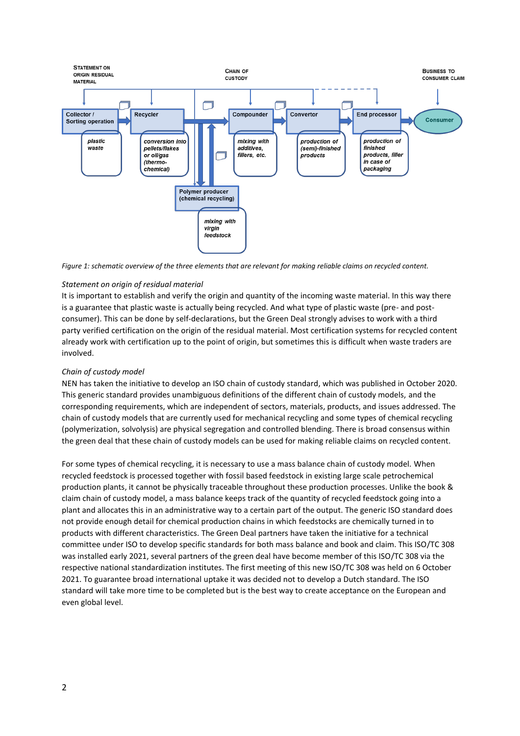*Figure 1: schematic overview of the three elements that are relevant for making reliable claims on recycled content.*

*Statement on origin of residual material*

It is important to establish and verify the origin and quantity of the incoming waste material. In this way there is a guarantee that plastic waste is actually being recycled. And what type of plastic waste (pre- and post-consumer). This can be done by self-declarations, but the Green Deal strongly advises to work with a third party verified certification on the origin of the residual material. Most certification systems for recycled content already work with certification up to the point of origin, but sometimes this is difficult when waste traders are involved.

*Chain of custody model*

NEN has taken the initiative to develop an ISO chain of custody standard, which was published in October 2020. This generic standard provides unambiguous definitions of the different chain of custody models, and the corresponding requirements, which are independent of sectors, materials, products, and issues addressed. The chain of custody models that are currently used for mechanical recycling and some types of chemical recycling (polymerization, solvolysis) are physical segregation and controlled blending. There is broad consensus within the green deal that these chain of custody models can be used for making reliable claims on recycled content.

For some types of chemical recycling, it is necessary to use a mass balance chain of custody model. When recycled feedstock is processed together with fossil based feedstock in existing large scale petrochemical production plants, it cannot be physically traceable throughout these production processes. Unlike the book & claim chain of custody model, a mass balance keeps track of the quantity of recycled feedstock going into a plant and allocates this in an administrative way to a certain part of the output. The generic ISO standard does not provide enough detail for chemical production chains in which feedstocks are chemically turned in to products with different characteristics. The Green Deal partners have taken the initiative for a technical committee under ISO to develop specific standards for both mass balance and book and claim. This ISO/TC 308 was installed early 2021, several partners of the green deal have become member of this ISO/TC 308 via the respective national standardization institutes. The first meeting of this new ISO/TC 308 was held on 6 October 2021. To guarantee broad international uptake it was decided not to develop a Dutch standard. The ISO standard will take more time to be completed but is the best way to create acceptance on the European and even global level.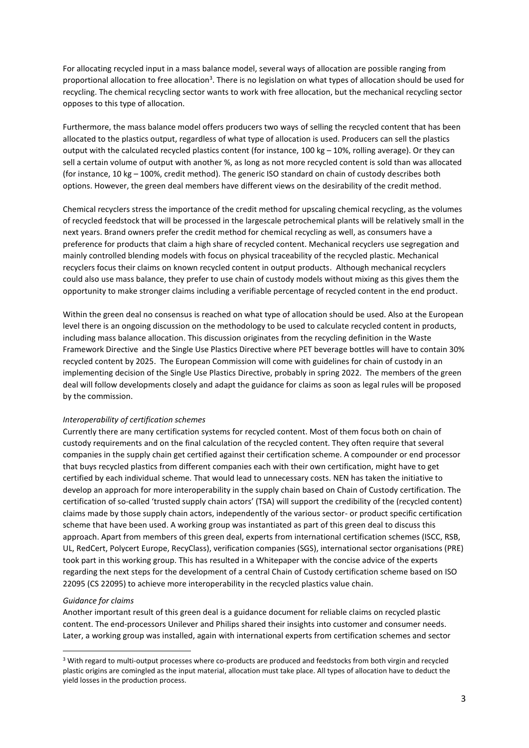For allocating recycled input in a mass balance model, several ways of allocation are possible ranging from proportional allocation to free allocation[3]. There is no legislation on what types of allocation should be used for recycling. The chemical recycling sector wants to work with free allocation, but the mechanical recycling sector opposes to this type of allocation.

Furthermore, the mass balance model offers producers two ways of selling the recycled content that has been allocated to the plastics output, regardless of what type of allocation is used. Producers can sell the plastics output with the calculated recycled plastics content (for instance, 100 kg – 10%, rolling average). Or they can sell a certain volume of output with another %, as long as not more recycled content is sold than was allocated (for instance, 10 kg – 100%, credit method). The generic ISO standard on chain of custody describes both options. However, the green deal members have different views on the desirability of the credit method.

Chemical recyclers stress the importance of the credit method for upscaling chemical recycling, as the volumes of recycled feedstock that will be processed in the largescale petrochemical plants will be relatively small in the next years. Brand owners prefer the credit method for chemical recycling as well, as consumers have a preference for products that claim a high share of recycled content. Mechanical recyclers use segregation and mainly controlled blending models with focus on physical traceability of the recycled plastic. Mechanical recyclers focus their claims on known recycled content in output products. Although mechanical recyclers could also use mass balance, they prefer to use chain of custody models without mixing as this gives them the opportunity to make stronger claims including a verifiable percentage of recycled content in the end product.

Within the green deal no consensus is reached on what type of allocation should be used. Also at the European level there is an ongoing discussion on the methodology to be used to calculate recycled content in products, including mass balance allocation. This discussion originates from the recycling definition in the Waste Framework Directive and the Single Use Plastics Directive where PET beverage bottles will have to contain 30% recycled content by 2025. The European Commission will come with guidelines for chain of custody in an implementing decision of the Single Use Plastics Directive, probably in spring 2022. The members of the green deal will follow developments closely and adapt the guidance for claims as soon as legal rules will be proposed by the commission.

*Interoperability of certification schemes*

Currently there are many certification systems for recycled content. Most of them focus both on chain of custody requirements and on the final calculation of the recycled content. They often require that several companies in the supply chain get certified against their certification scheme. A compounder or end processor that buys recycled plastics from different companies each with their own certification, might have to get certified by each individual scheme. That would lead to unnecessary costs. NEN has taken the initiative to develop an approach for more interoperability in the supply chain based on Chain of Custody certification. The certification of so-called 'trusted supply chain actors' (TSA) will support the credibility of the (recycled content) claims made by those supply chain actors, independently of the various sector- or product specific certification scheme that have been used. A working group was instantiated as part of this green deal to discuss this approach. Apart from members of this green deal, experts from international certification schemes (ISCC, RSB, UL, RedCert, Polycert Europe, RecyClass), verification companies (SGS), international sector organisations (PRE) took part in this working group. This has resulted in a Whitepaper with the concise advice of the experts regarding the next steps for the development of a central Chain of Custody certification scheme based on ISO 22095 (CS 22095) to achieve more interoperability in the recycled plastics value chain.

*Guidance for claims*

Another important result of this green deal is a guidance document for reliable claims on recycled plastic content. The end-processors Unilever and Philips shared their insights into customer and consumer needs. Later, a working group was installed, again with international experts from certification schemes and sector

[3] With regard to multi-output processes where co-products are produced and feedstocks from both virgin and recycled plastic origins are comingled as the input material, allocation must take place. All types of allocation have to deduct the yield losses in the production process.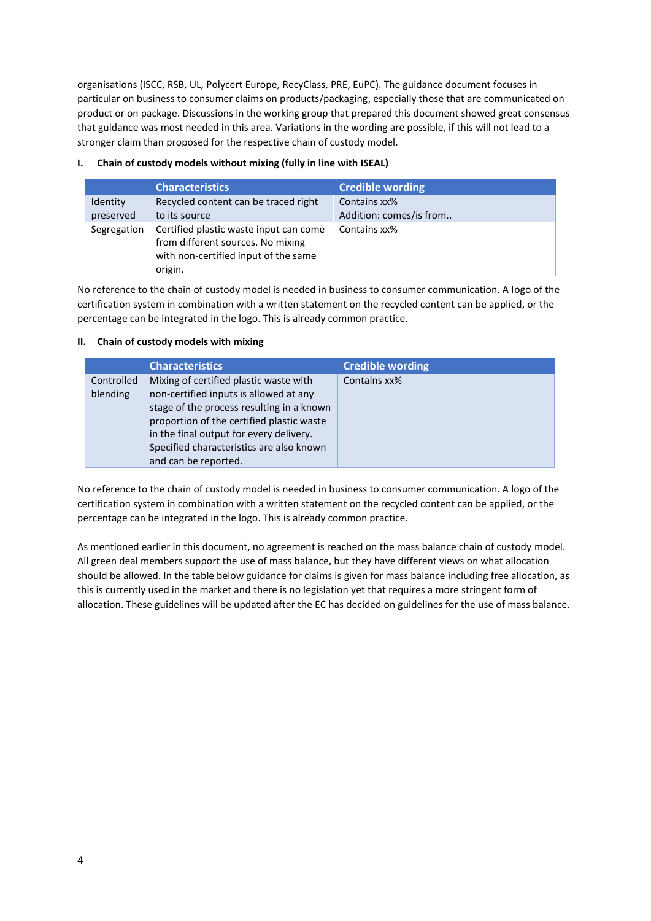organisations (ISCC, RSB, UL, Polycert Europe, RecyClass, PRE, EuPC). The guidance document focuses in particular on business to consumer claims on products/packaging, especially those that are communicated on product or on package. Discussions in the working group that prepared this document showed great consensus that guidance was most needed in this area. Variations in the wording are possible, if this will not lead to a stronger claim than proposed for the respective chain of custody model.

### I. Chain of custody models without mixing (fully in line with ISEAL)

| | Characteristics | Credible wording |
|---|---|---|
| Identity preserved | Recycled content can be traced right to its source | Contains xx%<br>Addition: comes/is from.. |
| Segregation | Certified plastic waste input can come from different sources. No mixing with non-certified input of the same origin. | Contains xx% |

No reference to the chain of custody model is needed in business to consumer communication. A logo of the certification system in combination with a written statement on the recycled content can be applied, or the percentage can be integrated in the logo. This is already common practice.

### II. Chain of custody models with mixing

| | Characteristics | Credible wording |
|---|---|---|
| Controlled blending | Mixing of certified plastic waste with non-certified inputs is allowed at any stage of the process resulting in a known proportion of the certified plastic waste in the final output for every delivery. Specified characteristics are also known and can be reported. | Contains xx% |

No reference to the chain of custody model is needed in business to consumer communication. A logo of the certification system in combination with a written statement on the recycled content can be applied, or the percentage can be integrated in the logo. This is already common practice.

As mentioned earlier in this document, no agreement is reached on the mass balance chain of custody model. All green deal members support the use of mass balance, but they have different views on what allocation should be allowed. In the table below guidance for claims is given for mass balance including free allocation, as this is currently used in the market and there is no legislation yet that requires a more stringent form of allocation. These guidelines will be updated after the EC has decided on guidelines for the use of mass balance.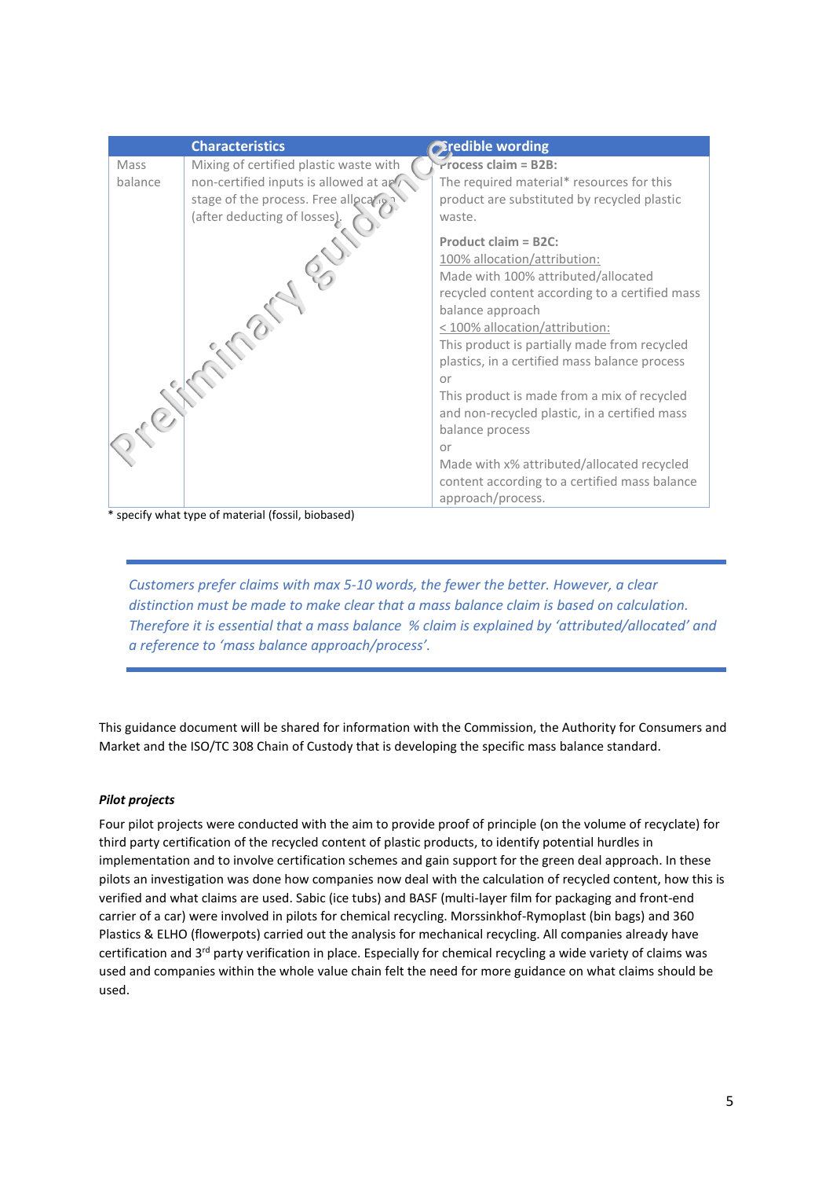| | Characteristics | Credible wording |
|---|---|---|
| Mass balance | Mixing of certified plastic waste with non-certified inputs is allowed at any stage of the process. Free allocation (after deducting of losses). | **Process claim = B2B:**<br>The required material* resources for this product are substituted by recycled plastic waste.<br><br>**Product claim = B2C:**<br><u>100% allocation/attribution:</u><br>Made with 100% attributed/allocated recycled content according to a certified mass balance approach<br><u>< 100% allocation/attribution:</u><br>This product is partially made from recycled plastics, in a certified mass balance process<br>or<br>This product is made from a mix of recycled and non-recycled plastic, in a certified mass balance process<br>or<br>Made with x% attributed/allocated recycled content according to a certified mass balance approach/process. |

\* specify what type of material (fossil, biobased)

---

*Customers prefer claims with max 5-10 words, the fewer the better. However, a clear distinction must be made to make clear that a mass balance claim is based on calculation. Therefore it is essential that a mass balance % claim is explained by 'attributed/allocated' and a reference to 'mass balance approach/process'.*

---

This guidance document will be shared for information with the Commission, the Authority for Consumers and Market and the ISO/TC 308 Chain of Custody that is developing the specific mass balance standard.

***Pilot projects***

Four pilot projects were conducted with the aim to provide proof of principle (on the volume of recyclate) for third party certification of the recycled content of plastic products, to identify potential hurdles in implementation and to involve certification schemes and gain support for the green deal approach. In these pilots an investigation was done how companies now deal with the calculation of recycled content, how this is verified and what claims are used. Sabic (ice tubs) and BASF (multi-layer film for packaging and front-end carrier of a car) were involved in pilots for chemical recycling. Morssinkhof-Rymoplast (bin bags) and 360 Plastics & ELHO (flowerpots) carried out the analysis for mechanical recycling. All companies already have certification and 3rd party verification in place. Especially for chemical recycling a wide variety of claims was used and companies within the whole value chain felt the need for more guidance on what claims should be used.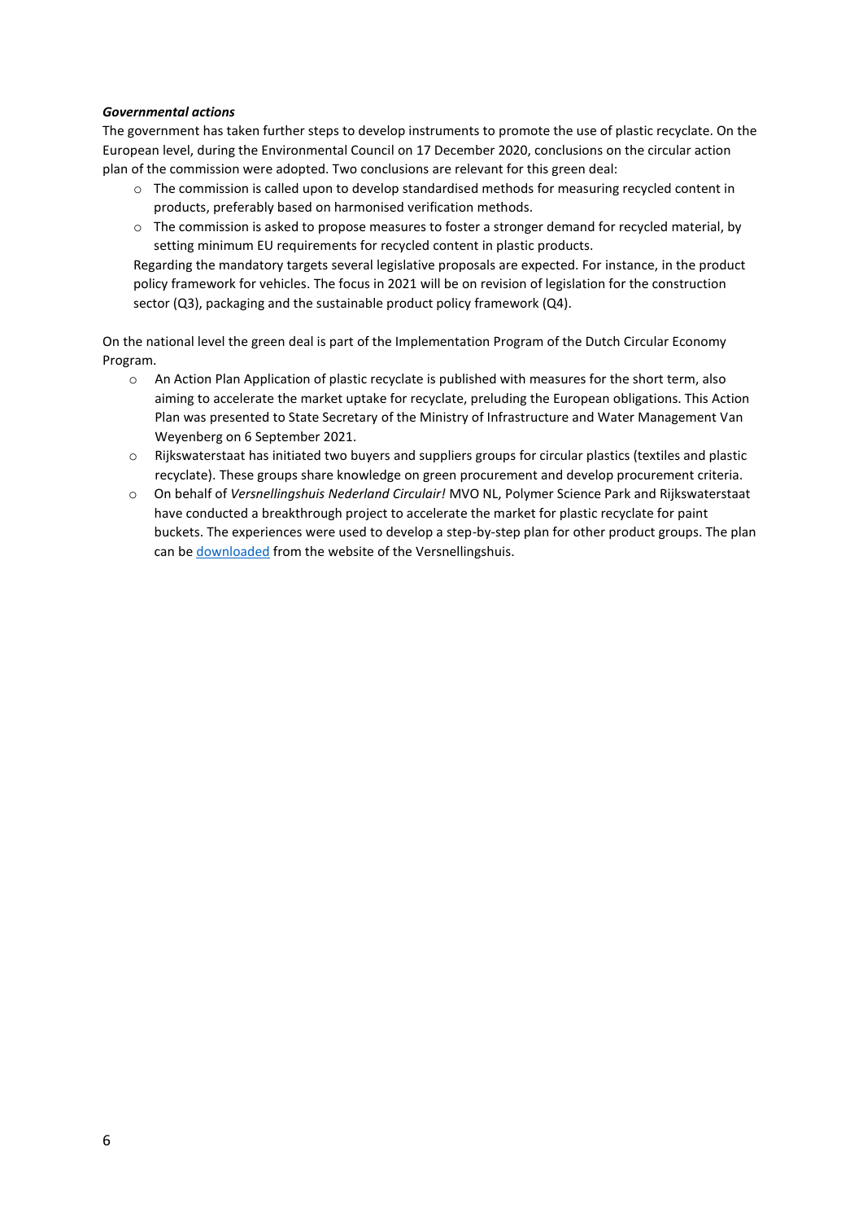***Governmental actions***

The government has taken further steps to develop instruments to promote the use of plastic recyclate. On the European level, during the Environmental Council on 17 December 2020, conclusions on the circular action plan of the commission were adopted. Two conclusions are relevant for this green deal:

- The commission is called upon to develop standardised methods for measuring recycled content in products, preferably based on harmonised verification methods.
- The commission is asked to propose measures to foster a stronger demand for recycled material, by setting minimum EU requirements for recycled content in plastic products.

Regarding the mandatory targets several legislative proposals are expected. For instance, in the product policy framework for vehicles. The focus in 2021 will be on revision of legislation for the construction sector (Q3), packaging and the sustainable product policy framework (Q4).

On the national level the green deal is part of the Implementation Program of the Dutch Circular Economy Program.

- An Action Plan Application of plastic recyclate is published with measures for the short term, also aiming to accelerate the market uptake for recyclate, preluding the European obligations. This Action Plan was presented to State Secretary of the Ministry of Infrastructure and Water Management Van Weyenberg on 6 September 2021.
- Rijkswaterstaat has initiated two buyers and suppliers groups for circular plastics (textiles and plastic recyclate). These groups share knowledge on green procurement and develop procurement criteria.
- On behalf of *Versnellingshuis Nederland Circulair!* MVO NL, Polymer Science Park and Rijkswaterstaat have conducted a breakthrough project to accelerate the market for plastic recyclate for paint buckets. The experiences were used to develop a step-by-step plan for other product groups. The plan can be downloaded from the website of the Versnellingshuis.